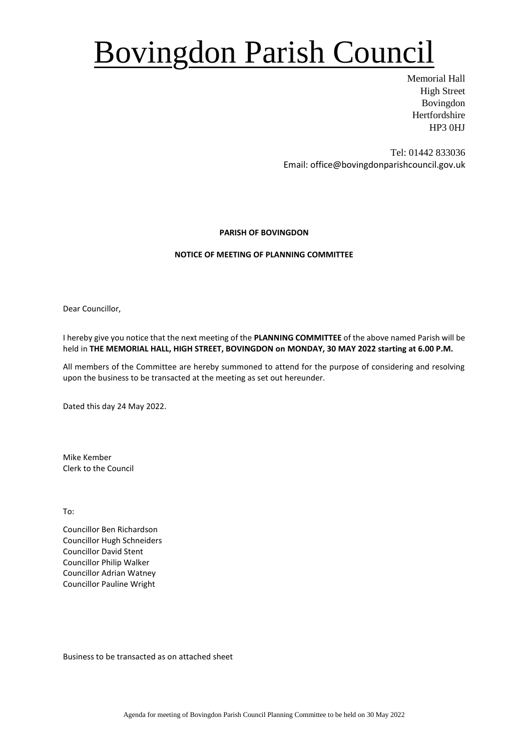# Bovingdon Parish Council

Memorial Hall
High Street
Bovingdon
Hertfordshire
HP3 0HJ

Tel: 01442 833036
Email: office@bovingdonparishcouncil.gov.uk

**PARISH OF BOVINGDON**

**NOTICE OF MEETING OF PLANNING COMMITTEE**

Dear Councillor,

I hereby give you notice that the next meeting of the **PLANNING COMMITTEE** of the above named Parish will be held in **THE MEMORIAL HALL, HIGH STREET, BOVINGDON on MONDAY, 30 MAY 2022 starting at 6.00 P.M.**

All members of the Committee are hereby summoned to attend for the purpose of considering and resolving upon the business to be transacted at the meeting as set out hereunder.

Dated this day 24 May 2022.

Mike Kember
Clerk to the Council

To:

Councillor Ben Richardson
Councillor Hugh Schneiders
Councillor David Stent
Councillor Philip Walker
Councillor Adrian Watney
Councillor Pauline Wright

Business to be transacted as on attached sheet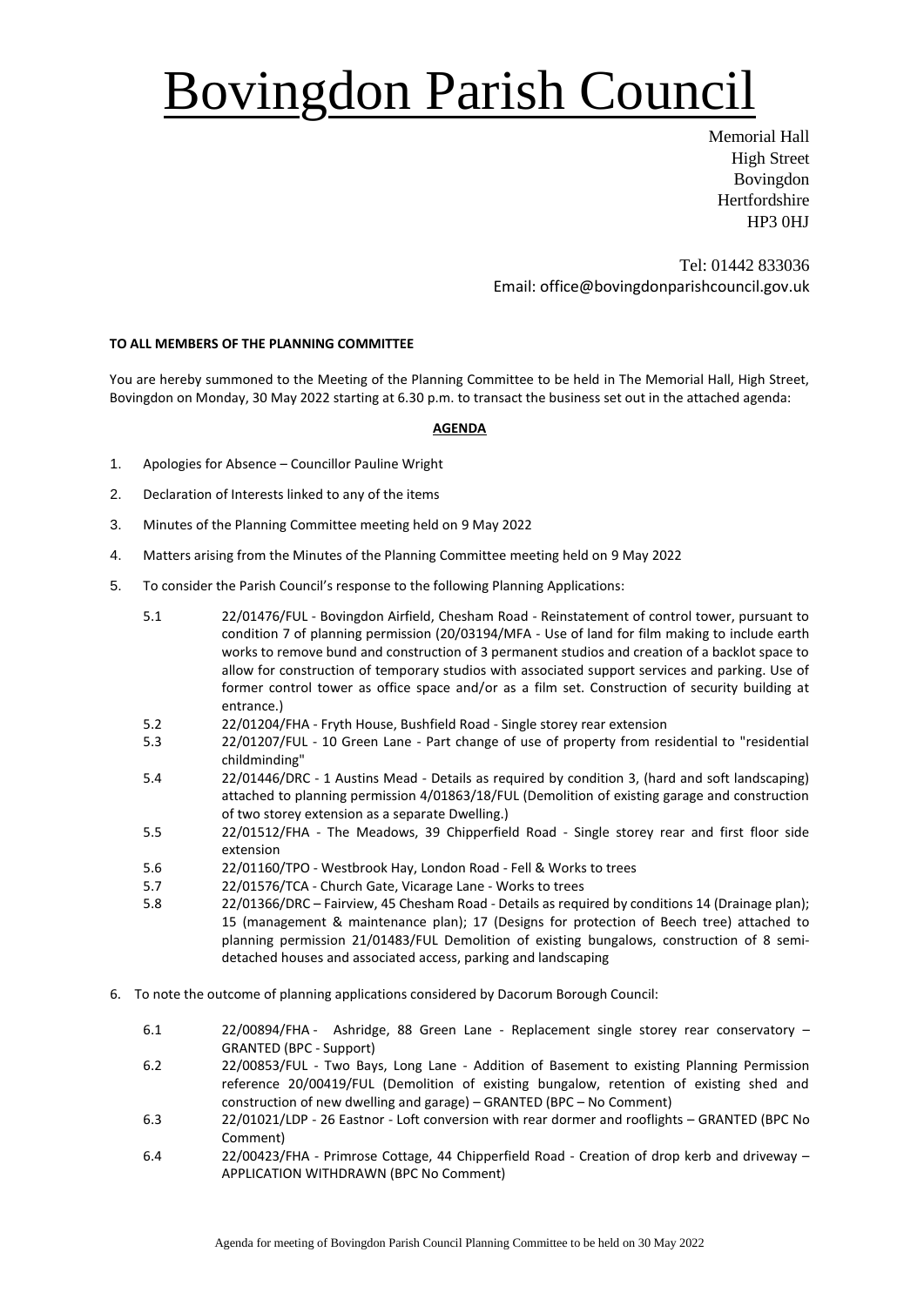// Bovingdon Parish Council

Memorial Hall
High Street
Bovingdon
Hertfordshire
HP3 0HJ

Tel: 01442 833036
Email: office@bovingdonparishcouncil.gov.uk

**TO ALL MEMBERS OF THE PLANNING COMMITTEE**

You are hereby summoned to the Meeting of the Planning Committee to be held in The Memorial Hall, High Street, Bovingdon on Monday, 30 May 2022 starting at 6.30 p.m. to transact the business set out in the attached agenda:

**AGENDA**

1. Apologies for Absence – Councillor Pauline Wright
2. Declaration of Interests linked to any of the items
3. Minutes of the Planning Committee meeting held on 9 May 2022
4. Matters arising from the Minutes of the Planning Committee meeting held on 9 May 2022
5. To consider the Parish Council's response to the following Planning Applications:

   5.1 22/01476/FUL - Bovingdon Airfield, Chesham Road - Reinstatement of control tower, pursuant to condition 7 of planning permission (20/03194/MFA - Use of land for film making to include earth works to remove bund and construction of 3 permanent studios and creation of a backlot space to allow for construction of temporary studios with associated support services and parking. Use of former control tower as office space and/or as a film set. Construction of security building at entrance.)

   5.2 22/01204/FHA - Fryth House, Bushfield Road - Single storey rear extension

   5.3 22/01207/FUL - 10 Green Lane - Part change of use of property from residential to "residential childminding"

   5.4 22/01446/DRC - 1 Austins Mead - Details as required by condition 3, (hard and soft landscaping) attached to planning permission 4/01863/18/FUL (Demolition of existing garage and construction of two storey extension as a separate Dwelling.)

   5.5 22/01512/FHA - The Meadows, 39 Chipperfield Road - Single storey rear and first floor side extension

   5.6 22/01160/TPO - Westbrook Hay, London Road - Fell & Works to trees

   5.7 22/01576/TCA - Church Gate, Vicarage Lane - Works to trees

   5.8 22/01366/DRC – Fairview, 45 Chesham Road - Details as required by conditions 14 (Drainage plan); 15 (management & maintenance plan); 17 (Designs for protection of Beech tree) attached to planning permission 21/01483/FUL Demolition of existing bungalows, construction of 8 semi-detached houses and associated access, parking and landscaping

6. To note the outcome of planning applications considered by Dacorum Borough Council:

   6.1 22/00894/FHA - Ashridge, 88 Green Lane - Replacement single storey rear conservatory – GRANTED (BPC - Support)

   6.2 22/00853/FUL - Two Bays, Long Lane - Addition of Basement to existing Planning Permission reference 20/00419/FUL (Demolition of existing bungalow, retention of existing shed and construction of new dwelling and garage) – GRANTED (BPC – No Comment)

   6.3 22/01021/LDP - 26 Eastnor - Loft conversion with rear dormer and rooflights – GRANTED (BPC No Comment)

   6.4 22/00423/FHA - Primrose Cottage, 44 Chipperfield Road - Creation of drop kerb and driveway – APPLICATION WITHDRAWN (BPC No Comment)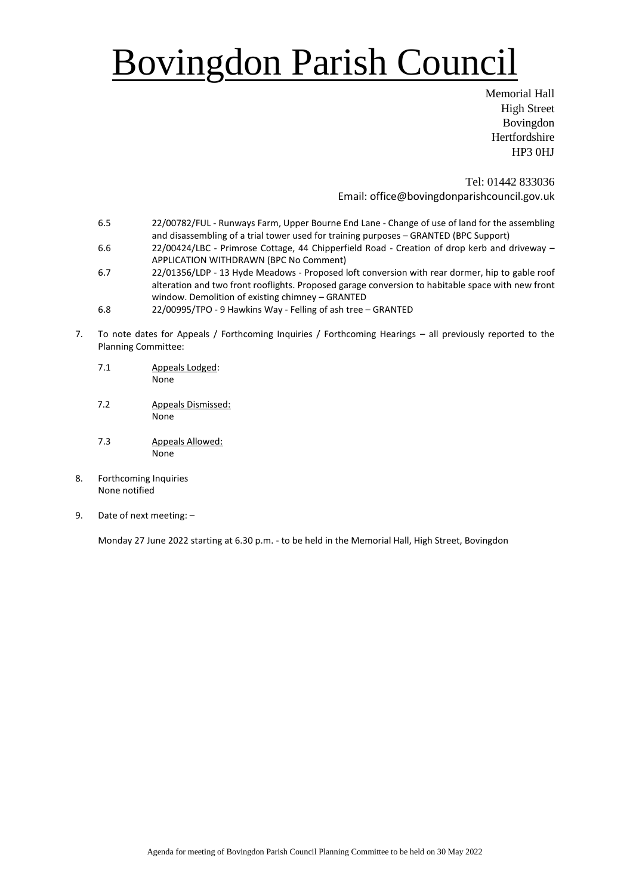# Bovingdon Parish Council

Memorial Hall
High Street
Bovingdon
Hertfordshire
HP3 0HJ

Tel: 01442 833036
Email: office@bovingdonparishcouncil.gov.uk

6.5 22/00782/FUL - Runways Farm, Upper Bourne End Lane - Change of use of land for the assembling and disassembling of a trial tower used for training purposes – GRANTED (BPC Support)

6.6 22/00424/LBC - Primrose Cottage, 44 Chipperfield Road - Creation of drop kerb and driveway – APPLICATION WITHDRAWN (BPC No Comment)

6.7 22/01356/LDP - 13 Hyde Meadows - Proposed loft conversion with rear dormer, hip to gable roof alteration and two front rooflights. Proposed garage conversion to habitable space with new front window. Demolition of existing chimney – GRANTED

6.8 22/00995/TPO - 9 Hawkins Way - Felling of ash tree – GRANTED

7. To note dates for Appeals / Forthcoming Inquiries / Forthcoming Hearings – all previously reported to the Planning Committee:

   7.1 Appeals Lodged:
   None

   7.2 Appeals Dismissed:
   None

   7.3 Appeals Allowed:
   None

8. Forthcoming Inquiries
   None notified

9. Date of next meeting: –

   Monday 27 June 2022 starting at 6.30 p.m. - to be held in the Memorial Hall, High Street, Bovingdon